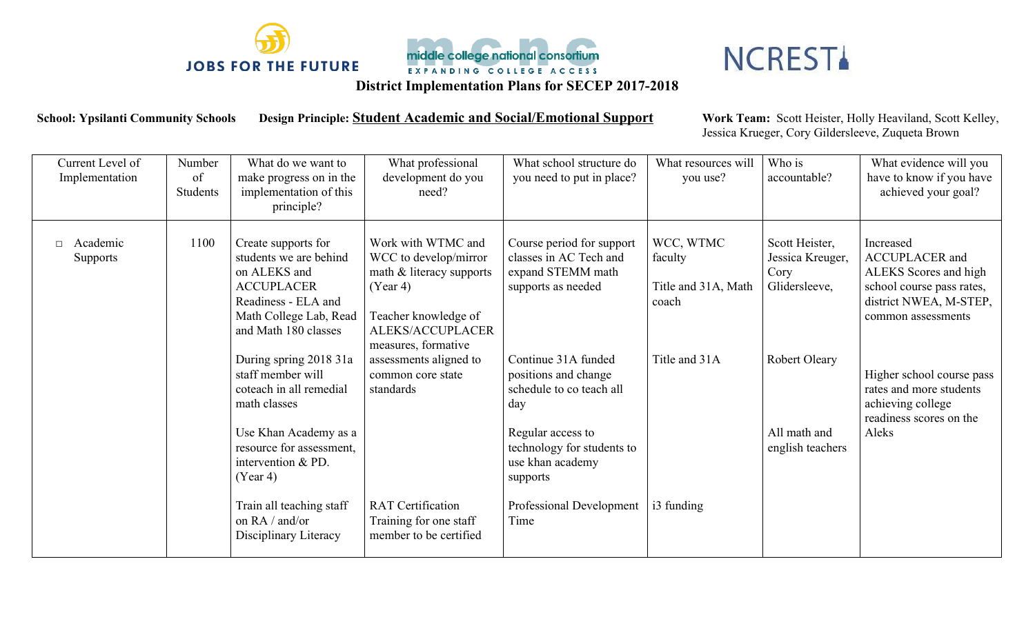JOBS FOR THE FUTURE — middle college national consortium (EXPANDING COLLEGE ACCESS) — NCREST

# District Implementation Plans for SECEP 2017-2018

**School:** Ypsilanti Community Schools **Design Principle:** **Student Academic and Social/Emotional Support** **Work Team:** Scott Heister, Holly Heaviland, Scott Kelley, Jessica Krueger, Cory Gildersleeve, Zuqueta Brown

| Current Level of Implementation | Number of Students | What do we want to make progress on in the implementation of this principle? | What professional development do you need? | What school structure do you need to put in place? | What resources will you use? | Who is accountable? | What evidence will you have to know if you have achieved your goal? |
|---|---|---|---|---|---|---|---|
| □ Academic Supports | 1100 | Create supports for students we are behind on ALEKS and ACCUPLACER Readiness - ELA and Math College Lab, Read and Math 180 classes | Work with WTMC and WCC to develop/mirror math & literacy supports (Year 4)<br><br>Teacher knowledge of ALEKS/ACCUPLACER measures, formative assessments aligned to common core state standards | Course period for support classes in AC Tech and expand STEMM math supports as needed | WCC, WTMC faculty<br><br>Title and 31A, Math coach | Scott Heister, Jessica Kreuger, Cory Glidersleeve, | Increased ACCUPLACER and ALEKS Scores and high school course pass rates, district NWEA, M-STEP, common assessments |
| | | During spring 2018 31a staff member will coteach in all remedial math classes | | Continue 31A funded positions and change schedule to co teach all day | Title and 31A | Robert Oleary | Higher school course pass rates and more students achieving college readiness scores on the Aleks |
| | | Use Khan Academy as a resource for assessment, intervention & PD. (Year 4) | | Regular access to technology for students to use khan academy supports | | All math and english teachers | |
| | | Train all teaching staff on RA / and/or Disciplinary Literacy | RAT Certification Training for one staff member to be certified | Professional Development Time | i3 funding | | |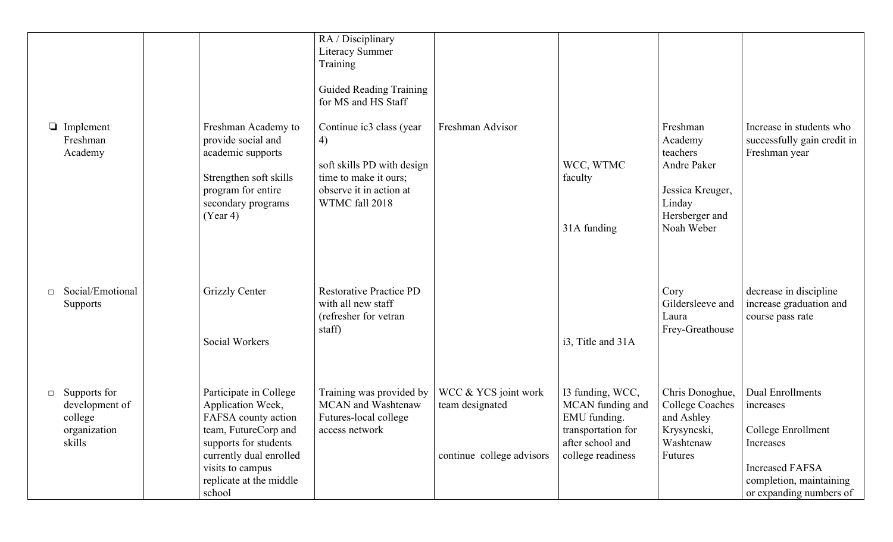| | | | | | | | |
|---|---|---|---|---|---|---|---|
| | | | RA / Disciplinary Literacy Summer Training<br><br>Guided Reading Training for MS and HS Staff | | | | |
| ❏ Implement Freshman Academy | | Freshman Academy to provide social and academic supports<br><br>Strengthen soft skills program for entire secondary programs (Year 4) | Continue ic3 class (year 4)<br><br>soft skills PD with design time to make it ours; observe it in action at WTMC fall 2018 | Freshman Advisor | WCC, WTMC faculty<br><br>31A funding | Freshman Academy teachers Andre Paker<br><br>Jessica Kreuger, Linday Hersberger and Noah Weber | Increase in students who successfully gain credit in Freshman year |
| ◻ Social/Emotional Supports | | Grizzly Center<br><br>Social Workers | Restorative Practice PD with all new staff (refresher for vetran staff) | | i3, Title and 31A | Cory Gildersleeve and Laura Frey-Greathouse | decrease in discipline increase graduation and course pass rate |
| ◻ Supports for development of college organization skills | | Participate in College Application Week, FAFSA county action team, FutureCorp and supports for students currently dual enrolled visits to campus replicate at the middle school | Training was provided by MCAN and Washtenaw Futures-local college access network | WCC & YCS joint work team designated<br><br>continue college advisors | I3 funding, WCC, MCAN funding and EMU funding. transportation for after school and college readiness | Chris Donoghue, College Coaches and Ashley Krysyncski, Washtenaw Futures | Dual Enrollments increases<br><br>College Enrollment Increases<br><br>Increased FAFSA completion, maintaining or expanding numbers of |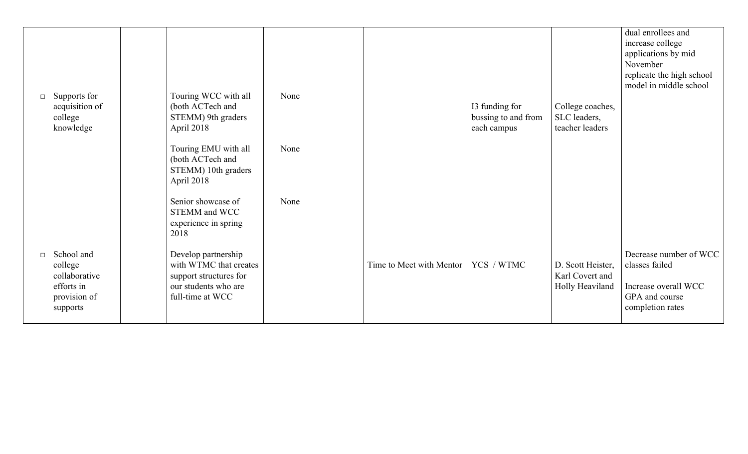| | | | | | | | |
|---|---|---|---|---|---|---|---|
| | | | | | | | dual enrollees and increase college applications by mid November<br>replicate the high school model in middle school |
| ▫ Supports for acquisition of college knowledge | | Touring WCC with all (both ACTech and STEMM) 9th graders April 2018<br><br>Touring EMU with all (both ACTech and STEMM) 10th graders April 2018<br><br>Senior showcase of STEMM and WCC experience in spring 2018 | None<br><br>None<br><br>None | | I3 funding for bussing to and from each campus | College coaches, SLC leaders, teacher leaders | |
| ▫ School and college collaborative efforts in provision of supports | | Develop partnership with WTMC that creates support structures for our students who are full-time at WCC | | Time to Meet with Mentor | YCS / WTMC | D. Scott Heister, Karl Covert and Holly Heaviland | Decrease number of WCC classes failed<br><br>Increase overall WCC GPA and course completion rates |